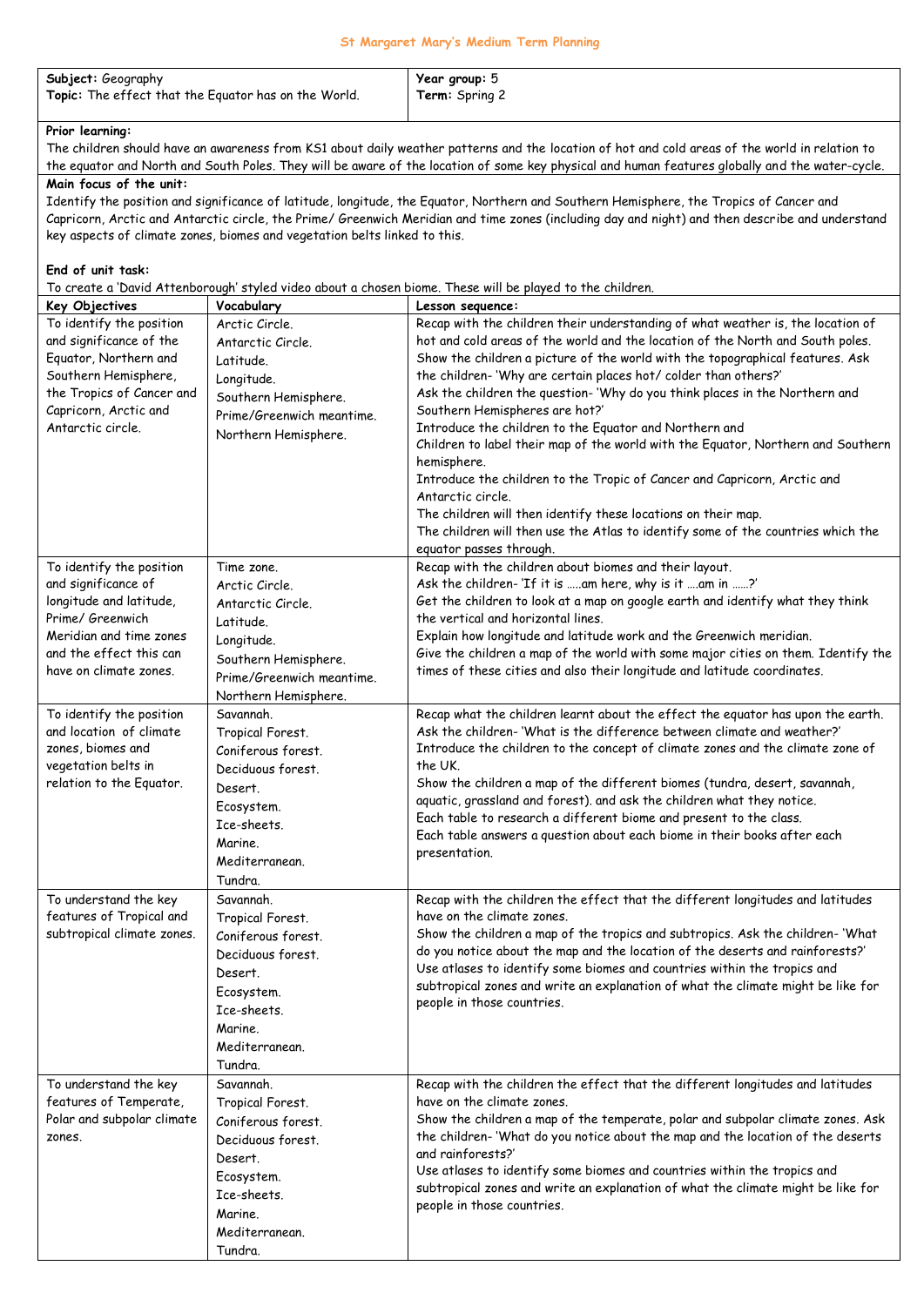## St Margaret Mary's Medium Term Planning

| **Subject:** Geography<br>**Topic:** The effect that the Equator has on the World. | **Year group:** 5<br>**Term:** Spring 2 |
|---|---|

**Prior learning:**
The children should have an awareness from KS1 about daily weather patterns and the location of hot and cold areas of the world in relation to the equator and North and South Poles. They will be aware of the location of some key physical and human features globally and the water-cycle.

**Main focus of the unit:**
Identify the position and significance of latitude, longitude, the Equator, Northern and Southern Hemisphere, the Tropics of Cancer and Capricorn, Arctic and Antarctic circle, the Prime/ Greenwich Meridian and time zones (including day and night) and then describe and understand key aspects of climate zones, biomes and vegetation belts linked to this.

**End of unit task:**
To create a 'David Attenborough' styled video about a chosen biome. These will be played to the children.

| **Key Objectives** | **Vocabulary** | **Lesson sequence:** |
|---|---|---|
| To identify the position and significance of the Equator, Northern and Southern Hemisphere, the Tropics of Cancer and Capricorn, Arctic and Antarctic circle. | Arctic Circle.<br>Antarctic Circle.<br>Latitude.<br>Longitude.<br>Southern Hemisphere.<br>Prime/Greenwich meantime.<br>Northern Hemisphere. | Recap with the children their understanding of what weather is, the location of hot and cold areas of the world and the location of the North and South poles.<br>Show the children a picture of the world with the topographical features. Ask the children- 'Why are certain places hot/ colder than others?'<br>Ask the children the question- 'Why do you think places in the Northern and Southern Hemispheres are hot?'<br>Introduce the children to the Equator and Northern and<br>Children to label their map of the world with the Equator, Northern and Southern hemisphere.<br>Introduce the children to the Tropic of Cancer and Capricorn, Arctic and Antarctic circle.<br>The children will then identify these locations on their map.<br>The children will then use the Atlas to identify some of the countries which the equator passes through. |
| To identify the position and significance of longitude and latitude, Prime/ Greenwich Meridian and time zones and the effect this can have on climate zones. | Time zone.<br>Arctic Circle.<br>Antarctic Circle.<br>Latitude.<br>Longitude.<br>Southern Hemisphere.<br>Prime/Greenwich meantime.<br>Northern Hemisphere. | Recap with the children about biomes and their layout.<br>Ask the children- 'If it is …..am here, why is it ….am in ……?'<br>Get the children to look at a map on google earth and identify what they think the vertical and horizontal lines.<br>Explain how longitude and latitude work and the Greenwich meridian.<br>Give the children a map of the world with some major cities on them. Identify the times of these cities and also their longitude and latitude coordinates. |
| To identify the position and location of climate zones, biomes and vegetation belts in relation to the Equator. | Savannah.<br>Tropical Forest.<br>Coniferous forest.<br>Deciduous forest.<br>Desert.<br>Ecosystem.<br>Ice-sheets.<br>Marine.<br>Mediterranean.<br>Tundra. | Recap what the children learnt about the effect the equator has upon the earth.<br>Ask the children- 'What is the difference between climate and weather?'<br>Introduce the children to the concept of climate zones and the climate zone of the UK.<br>Show the children a map of the different biomes (tundra, desert, savannah, aquatic, grassland and forest). and ask the children what they notice.<br>Each table to research a different biome and present to the class.<br>Each table answers a question about each biome in their books after each presentation. |
| To understand the key features of Tropical and subtropical climate zones. | Savannah.<br>Tropical Forest.<br>Coniferous forest.<br>Deciduous forest.<br>Desert.<br>Ecosystem.<br>Ice-sheets.<br>Marine.<br>Mediterranean.<br>Tundra. | Recap with the children the effect that the different longitudes and latitudes have on the climate zones.<br>Show the children a map of the tropics and subtropics. Ask the children- 'What do you notice about the map and the location of the deserts and rainforests?'<br>Use atlases to identify some biomes and countries within the tropics and subtropical zones and write an explanation of what the climate might be like for people in those countries. |
| To understand the key features of Temperate, Polar and subpolar climate zones. | Savannah.<br>Tropical Forest.<br>Coniferous forest.<br>Deciduous forest.<br>Desert.<br>Ecosystem.<br>Ice-sheets.<br>Marine.<br>Mediterranean.<br>Tundra. | Recap with the children the effect that the different longitudes and latitudes have on the climate zones.<br>Show the children a map of the temperate, polar and subpolar climate zones. Ask the children- 'What do you notice about the map and the location of the deserts and rainforests?'<br>Use atlases to identify some biomes and countries within the tropics and subtropical zones and write an explanation of what the climate might be like for people in those countries. |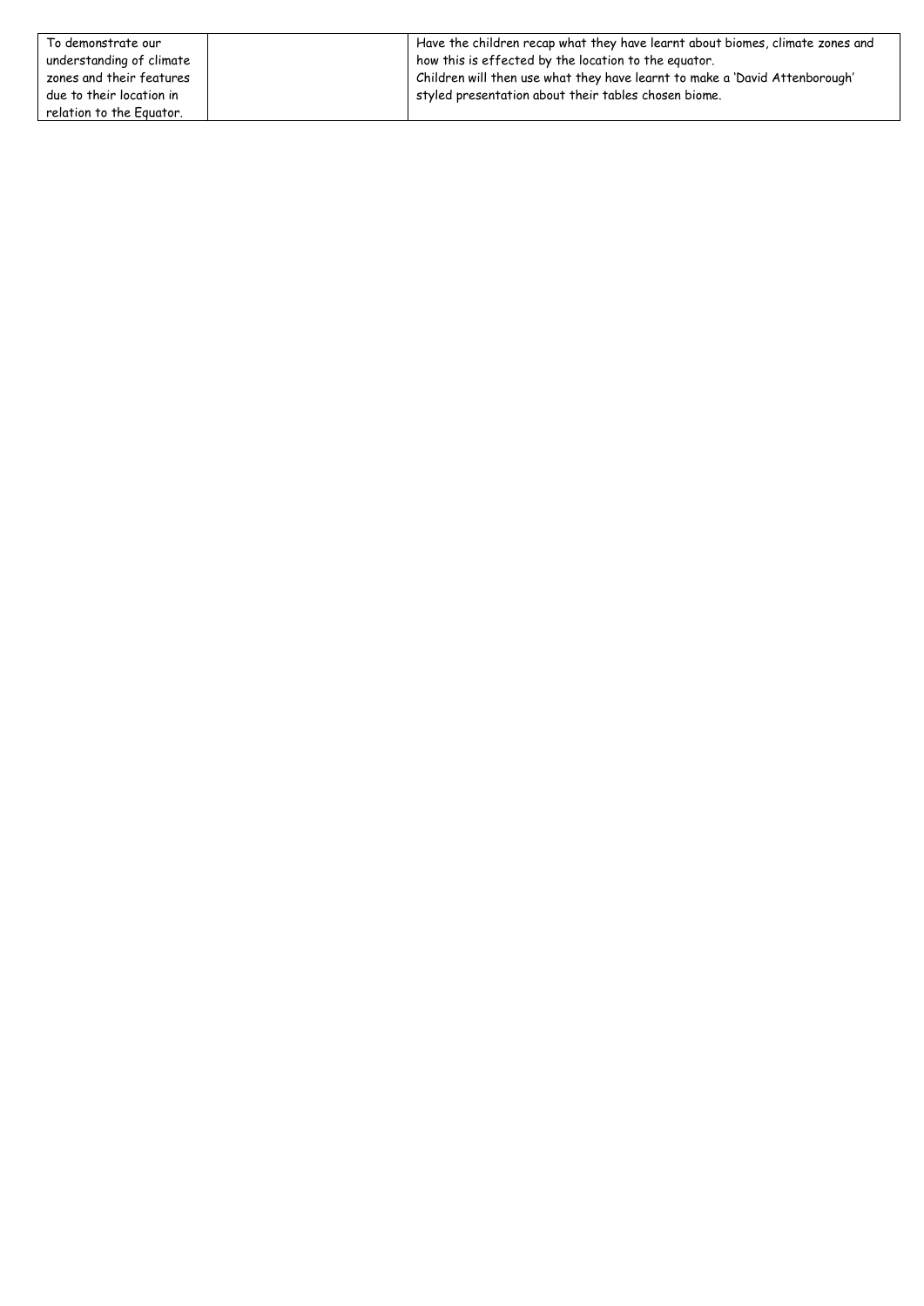| | | |
|---|---|---|
| To demonstrate our understanding of climate zones and their features due to their location in relation to the Equator. | | Have the children recap what they have learnt about biomes, climate zones and how this is effected by the location to the equator.<br>Children will then use what they have learnt to make a 'David Attenborough' styled presentation about their tables chosen biome. |